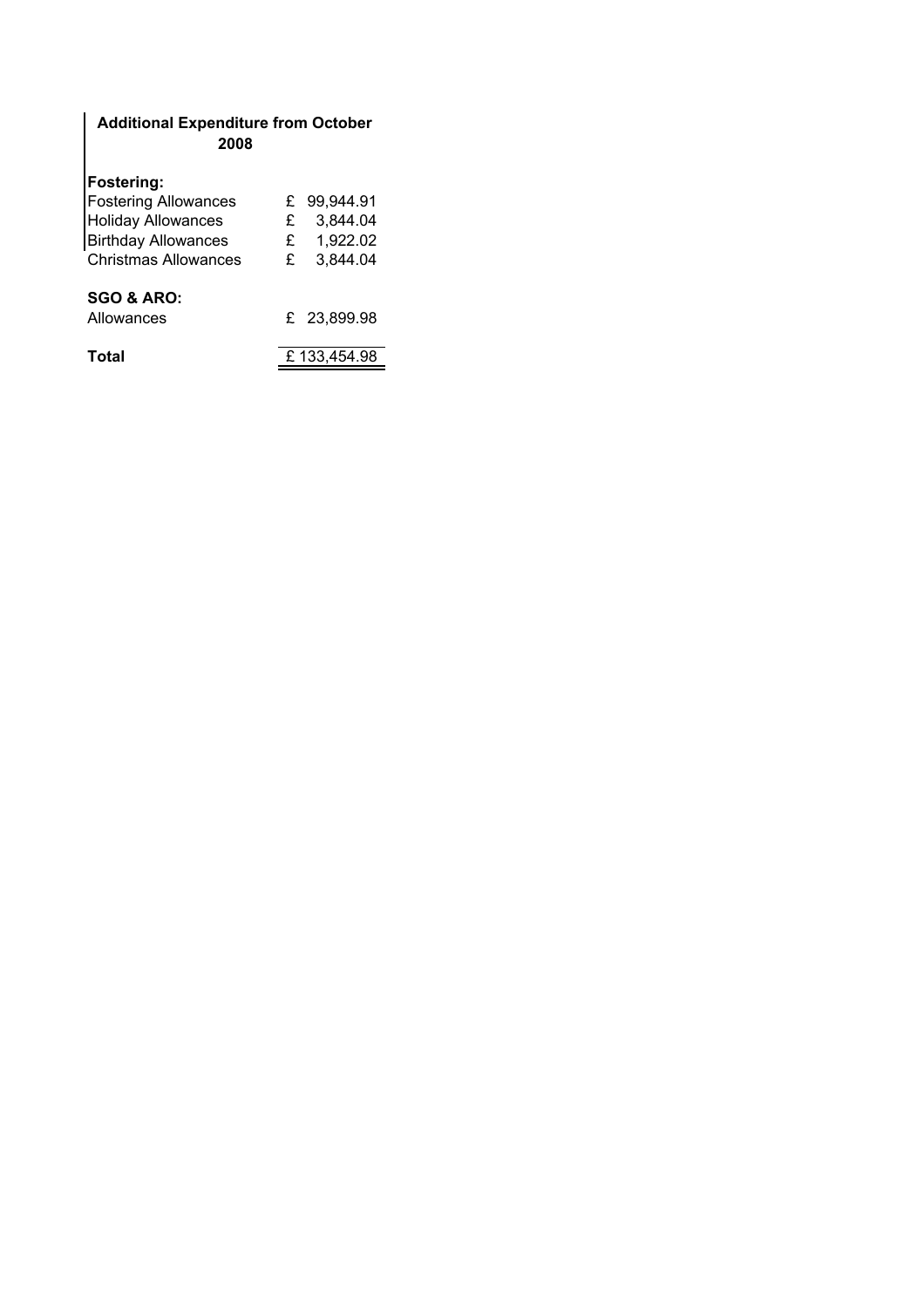## Additional Expenditure from October 2008

| | |
|---|---|
| **Fostering:** | |
| Fostering Allowances | £ 99,944.91 |
| Holiday Allowances | £ 3,844.04 |
| Birthday Allowances | £ 1,922.02 |
| Christmas Allowances | £ 3,844.04 |
| | |
| **SGO & ARO:** | |
| Allowances | £ 23,899.98 |
| | |
| **Total** | £ 133,454.98 |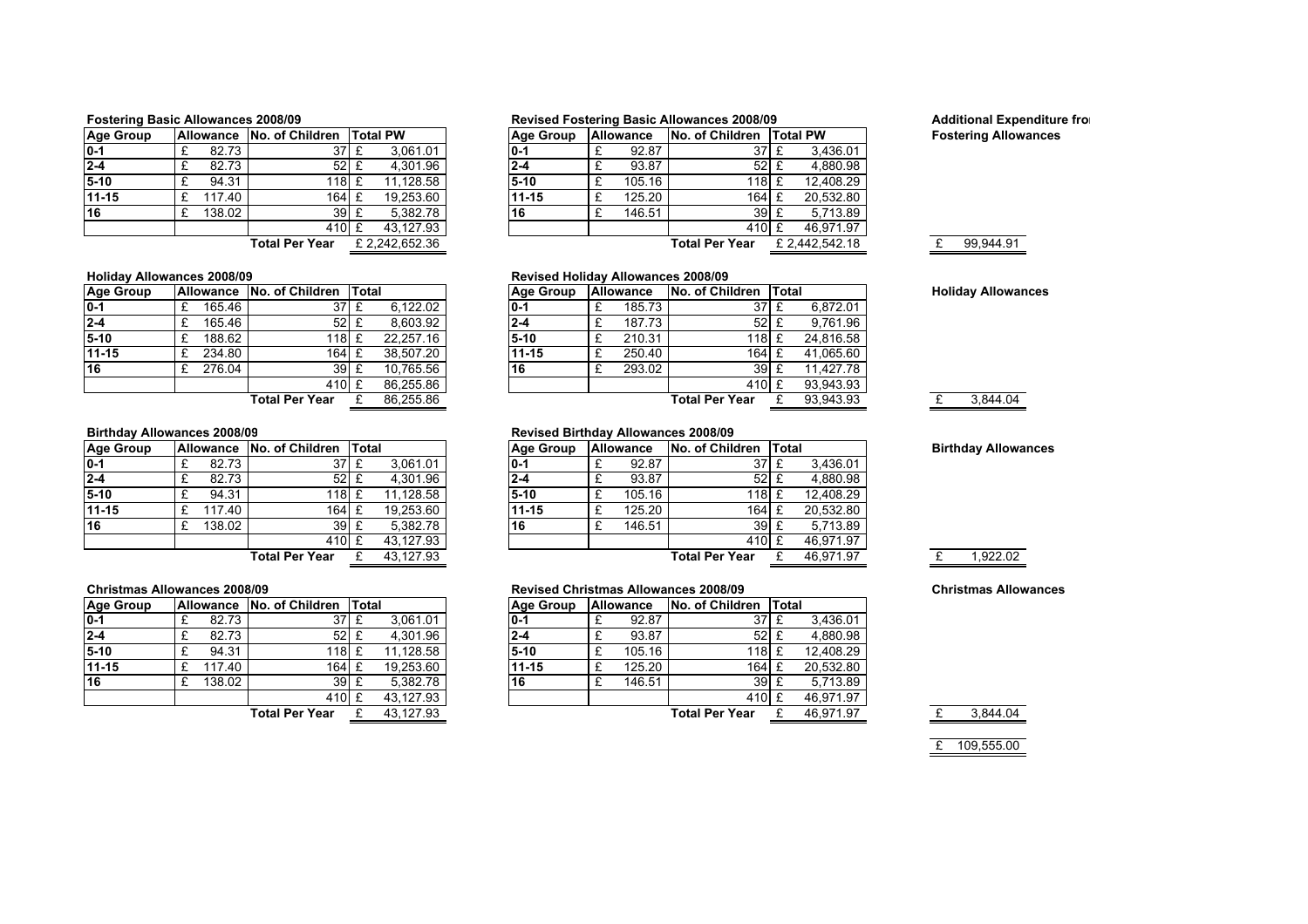**Fostering Basic Allowances 2008/09**

| Age Group | Allowance | No. of Children | Total PW |
|---|---|---|---|
| 0-1 | £ 82.73 | 37 | £ 3,061.01 |
| 2-4 | £ 82.73 | 52 | £ 4,301.96 |
| 5-10 | £ 94.31 | 118 | £ 11,128.58 |
| 11-15 | £ 117.40 | 164 | £ 19,253.60 |
| 16 | £ 138.02 | 39 | £ 5,382.78 |
| | | 410 | £ 43,127.93 |
| | | Total Per Year | £ 2,242,652.36 |

**Revised Fostering Basic Allowances 2008/09**

| Age Group | Allowance | No. of Children | Total PW |
|---|---|---|---|
| 0-1 | £ 92.87 | 37 | £ 3,436.01 |
| 2-4 | £ 93.87 | 52 | £ 4,880.98 |
| 5-10 | £ 105.16 | 118 | £ 12,408.29 |
| 11-15 | £ 125.20 | 164 | £ 20,532.80 |
| 16 | £ 146.51 | 39 | £ 5,713.89 |
| | | 410 | £ 46,971.97 |
| | | Total Per Year | £ 2,442,542.18 |

**Additional Expenditure fro**

**Fostering Allowances**

£ 99,944.91

**Holiday Allowances 2008/09**

| Age Group | Allowance | No. of Children | Total |
|---|---|---|---|
| 0-1 | £ 165.46 | 37 | £ 6,122.02 |
| 2-4 | £ 165.46 | 52 | £ 8,603.92 |
| 5-10 | £ 188.62 | 118 | £ 22,257.16 |
| 11-15 | £ 234.80 | 164 | £ 38,507.20 |
| 16 | £ 276.04 | 39 | £ 10,765.56 |
| | | 410 | £ 86,255.86 |
| | | Total Per Year | £ 86,255.86 |

**Revised Holiday Allowances 2008/09**

| Age Group | Allowance | No. of Children | Total |
|---|---|---|---|
| 0-1 | £ 185.73 | 37 | £ 6,872.01 |
| 2-4 | £ 187.73 | 52 | £ 9,761.96 |
| 5-10 | £ 210.31 | 118 | £ 24,816.58 |
| 11-15 | £ 250.40 | 164 | £ 41,065.60 |
| 16 | £ 293.02 | 39 | £ 11,427.78 |
| | | 410 | £ 93,943.93 |
| | | Total Per Year | £ 93,943.93 |

**Holiday Allowances**

£ 3,844.04

**Birthday Allowances 2008/09**

| Age Group | Allowance | No. of Children | Total |
|---|---|---|---|
| 0-1 | £ 82.73 | 37 | £ 3,061.01 |
| 2-4 | £ 82.73 | 52 | £ 4,301.96 |
| 5-10 | £ 94.31 | 118 | £ 11,128.58 |
| 11-15 | £ 117.40 | 164 | £ 19,253.60 |
| 16 | £ 138.02 | 39 | £ 5,382.78 |
| | | 410 | £ 43,127.93 |
| | | Total Per Year | £ 43,127.93 |

**Revised Birthday Allowances 2008/09**

| Age Group | Allowance | No. of Children | Total |
|---|---|---|---|
| 0-1 | £ 92.87 | 37 | £ 3,436.01 |
| 2-4 | £ 93.87 | 52 | £ 4,880.98 |
| 5-10 | £ 105.16 | 118 | £ 12,408.29 |
| 11-15 | £ 125.20 | 164 | £ 20,532.80 |
| 16 | £ 146.51 | 39 | £ 5,713.89 |
| | | 410 | £ 46,971.97 |
| | | Total Per Year | £ 46,971.97 |

**Birthday Allowances**

£ 1,922.02

**Christmas Allowances 2008/09**

| Age Group | Allowance | No. of Children | Total |
|---|---|---|---|
| 0-1 | £ 82.73 | 37 | £ 3,061.01 |
| 2-4 | £ 82.73 | 52 | £ 4,301.96 |
| 5-10 | £ 94.31 | 118 | £ 11,128.58 |
| 11-15 | £ 117.40 | 164 | £ 19,253.60 |
| 16 | £ 138.02 | 39 | £ 5,382.78 |
| | | 410 | £ 43,127.93 |
| | | Total Per Year | £ 43,127.93 |

**Revised Christmas Allowances 2008/09**

| Age Group | Allowance | No. of Children | Total |
|---|---|---|---|
| 0-1 | £ 92.87 | 37 | £ 3,436.01 |
| 2-4 | £ 93.87 | 52 | £ 4,880.98 |
| 5-10 | £ 105.16 | 118 | £ 12,408.29 |
| 11-15 | £ 125.20 | 164 | £ 20,532.80 |
| 16 | £ 146.51 | 39 | £ 5,713.89 |
| | | 410 | £ 46,971.97 |
| | | Total Per Year | £ 46,971.97 |

**Christmas Allowances**

£ 3,844.04

£ 109,555.00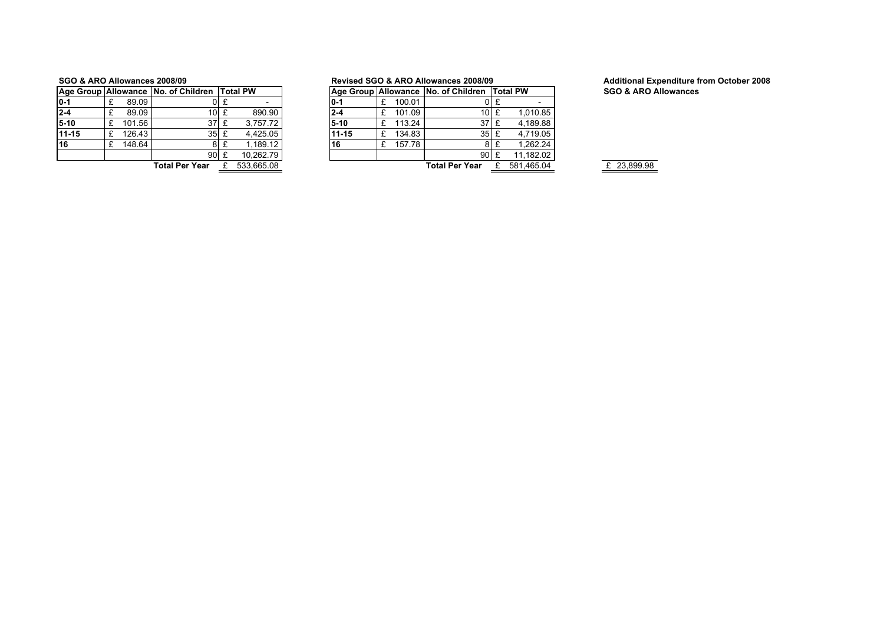**SGO & ARO Allowances 2008/09**

| Age Group | Allowance | No. of Children | Total PW |
|---|---|---|---|
| 0-1 | £ 89.09 | 0 | £ - |
| 2-4 | £ 89.09 | 10 | £ 890.90 |
| 5-10 | £ 101.56 | 37 | £ 3,757.72 |
| 11-15 | £ 126.43 | 35 | £ 4,425.05 |
| 16 | £ 148.64 | 8 | £ 1,189.12 |
| | | 90 | £ 10,262.79 |
| | | Total Per Year | £ 533,665.08 |

**Revised SGO & ARO Allowances 2008/09**

| Age Group | Allowance | No. of Children | Total PW |
|---|---|---|---|
| 0-1 | £ 100.01 | 0 | £ - |
| 2-4 | £ 101.09 | 10 | £ 1,010.85 |
| 5-10 | £ 113.24 | 37 | £ 4,189.88 |
| 11-15 | £ 134.83 | 35 | £ 4,719.05 |
| 16 | £ 157.78 | 8 | £ 1,262.24 |
| | | 90 | £ 11,182.02 |
| | | Total Per Year | £ 581,465.04 |

**Additional Expenditure from October 2008**
**SGO & ARO Allowances**

£ 23,899.98